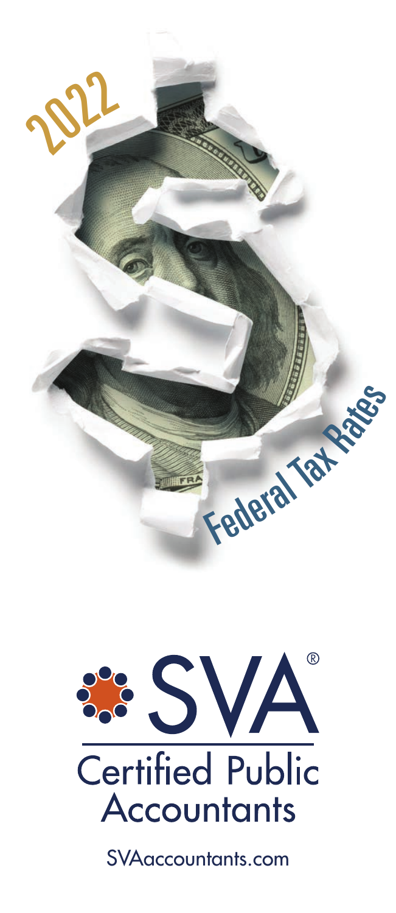# 2022 Federal Tax Rates

SVA®

Certified Public Accountants

SVAaccountants.com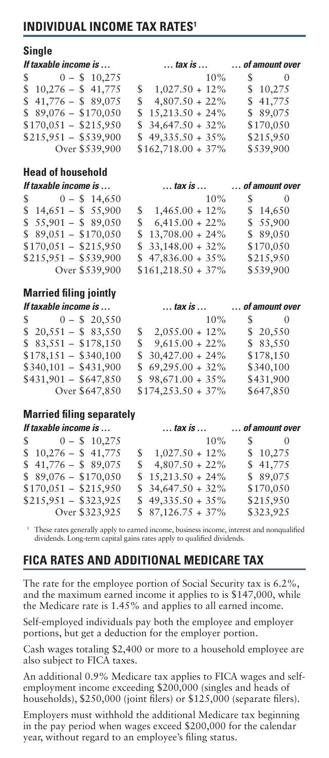## INDIVIDUAL INCOME TAX RATES[1]

### Single

| *If taxable income is …* | *… tax is …* | *… of amount over* |
|---|---|---|
| \$ 0 – \$ 10,275 | 10% | \$ 0 |
| \$ 10,276 – \$ 41,775 | \$ 1,027.50 + 12% | \$ 10,275 |
| \$ 41,776 – \$ 89,075 | \$ 4,807.50 + 22% | \$ 41,775 |
| \$ 89,076 – \$170,050 | \$ 15,213.50 + 24% | \$ 89,075 |
| \$170,051 – \$215,950 | \$ 34,647.50 + 32% | \$170,050 |
| \$215,951 – \$539,900 | \$ 49,335.50 + 35% | \$215,950 |
| Over \$539,900 | \$162,718.00 + 37% | \$539,900 |

### Head of household

| *If taxable income is …* | *… tax is …* | *… of amount over* |
|---|---|---|
| \$ 0 – \$ 14,650 | 10% | \$ 0 |
| \$ 14,651 – \$ 55,900 | \$ 1,465.00 + 12% | \$ 14,650 |
| \$ 55,901 – \$ 89,050 | \$ 6,415.00 + 22% | \$ 55,900 |
| \$ 89,051 – \$170,050 | \$ 13,708.00 + 24% | \$ 89,050 |
| \$170,051 – \$215,950 | \$ 33,148.00 + 32% | \$170,050 |
| \$215,951 – \$539,900 | \$ 47,836.00 + 35% | \$215,950 |
| Over \$539,900 | \$161,218.50 + 37% | \$539,900 |

### Married filing jointly

| *If taxable income is …* | *… tax is …* | *… of amount over* |
|---|---|---|
| \$ 0 – \$ 20,550 | 10% | \$ 0 |
| \$ 20,551 – \$ 83,550 | \$ 2,055.00 + 12% | \$ 20,550 |
| \$ 83,551 – \$178,150 | \$ 9,615.00 + 22% | \$ 83,550 |
| \$178,151 – \$340,100 | \$ 30,427.00 + 24% | \$178,150 |
| \$340,101 – \$431,900 | \$ 69,295.00 + 32% | \$340,100 |
| \$431,901 – \$647,850 | \$ 98,671.00 + 35% | \$431,900 |
| Over \$647,850 | \$174,253.50 + 37% | \$647,850 |

### Married filing separately

| *If taxable income is …* | *… tax is …* | *… of amount over* |
|---|---|---|
| \$ 0 – \$ 10,275 | 10% | \$ 0 |
| \$ 10,276 – \$ 41,775 | \$ 1,027.50 + 12% | \$ 10,275 |
| \$ 41,776 – \$ 89,075 | \$ 4,807.50 + 22% | \$ 41,775 |
| \$ 89,076 – \$170,050 | \$ 15,213.50 + 24% | \$ 89,075 |
| \$170,051 – \$215,950 | \$ 34,647.50 + 32% | \$170,050 |
| \$215,951 – \$323,925 | \$ 49,335.50 + 35% | \$215,950 |
| Over \$323,925 | \$ 87,126.75 + 37% | \$323,925 |

[1] These rates generally apply to earned income, business income, interest and nonqualified dividends. Long-term capital gains rates apply to qualified dividends.

## FICA RATES AND ADDITIONAL MEDICARE TAX

The rate for the employee portion of Social Security tax is 6.2%, and the maximum earned income it applies to is \$147,000, while the Medicare rate is 1.45% and applies to all earned income.

Self-employed individuals pay both the employee and employer portions, but get a deduction for the employer portion.

Cash wages totaling \$2,400 or more to a household employee are also subject to FICA taxes.

An additional 0.9% Medicare tax applies to FICA wages and self-employment income exceeding \$200,000 (singles and heads of households), \$250,000 (joint filers) or \$125,000 (separate filers).

Employers must withhold the additional Medicare tax beginning in the pay period when wages exceed \$200,000 for the calendar year, without regard to an employee's filing status.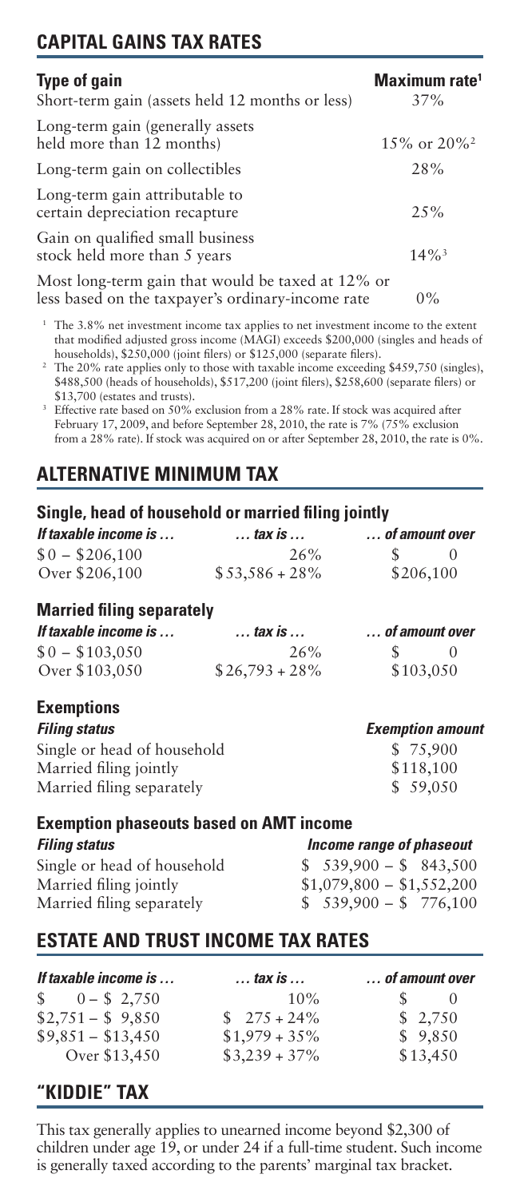## CAPITAL GAINS TAX RATES

| Type of gain | Maximum rate[1] |
|---|---|
| Short-term gain (assets held 12 months or less) | 37% |
| Long-term gain (generally assets held more than 12 months) | 15% or 20%[2] |
| Long-term gain on collectibles | 28% |
| Long-term gain attributable to certain depreciation recapture | 25% |
| Gain on qualified small business stock held more than 5 years | 14%[3] |
| Most long-term gain that would be taxed at 12% or less based on the taxpayer's ordinary-income rate | 0% |

[1] The 3.8% net investment income tax applies to net investment income to the extent that modified adjusted gross income (MAGI) exceeds $200,000 (singles and heads of households), $250,000 (joint filers) or $125,000 (separate filers).

[2] The 20% rate applies only to those with taxable income exceeding $459,750 (singles), $488,500 (heads of households), $517,200 (joint filers), $258,600 (separate filers) or $13,700 (estates and trusts).

[3] Effective rate based on 50% exclusion from a 28% rate. If stock was acquired after February 17, 2009, and before September 28, 2010, the rate is 7% (75% exclusion from a 28% rate). If stock was acquired on or after September 28, 2010, the rate is 0%.

## ALTERNATIVE MINIMUM TAX

### Single, head of household or married filing jointly

| *If taxable income is ...* | *... tax is ...* | *... of amount over* |
|---|---|---|
| $0 – $206,100 | 26% | $ 0 |
| Over $206,100 | $53,586 + 28% | $206,100 |

### Married filing separately

| *If taxable income is ...* | *... tax is ...* | *... of amount over* |
|---|---|---|
| $0 – $103,050 | 26% | $ 0 |
| Over $103,050 | $26,793 + 28% | $103,050 |

### Exemptions

| *Filing status* | *Exemption amount* |
|---|---|
| Single or head of household | $ 75,900 |
| Married filing jointly | $118,100 |
| Married filing separately | $ 59,050 |

### Exemption phaseouts based on AMT income

| *Filing status* | *Income range of phaseout* |
|---|---|
| Single or head of household | $ 539,900 – $ 843,500 |
| Married filing jointly | $1,079,800 – $1,552,200 |
| Married filing separately | $ 539,900 – $ 776,100 |

## ESTATE AND TRUST INCOME TAX RATES

| *If taxable income is ...* | *... tax is ...* | *... of amount over* |
|---|---|---|
| $ 0 – $ 2,750 | 10% | $ 0 |
| $2,751 – $ 9,850 | $ 275 + 24% | $ 2,750 |
| $9,851 – $13,450 | $1,979 + 35% | $ 9,850 |
| Over $13,450 | $3,239 + 37% | $13,450 |

## "KIDDIE" TAX

This tax generally applies to unearned income beyond $2,300 of children under age 19, or under 24 if a full-time student. Such income is generally taxed according to the parents' marginal tax bracket.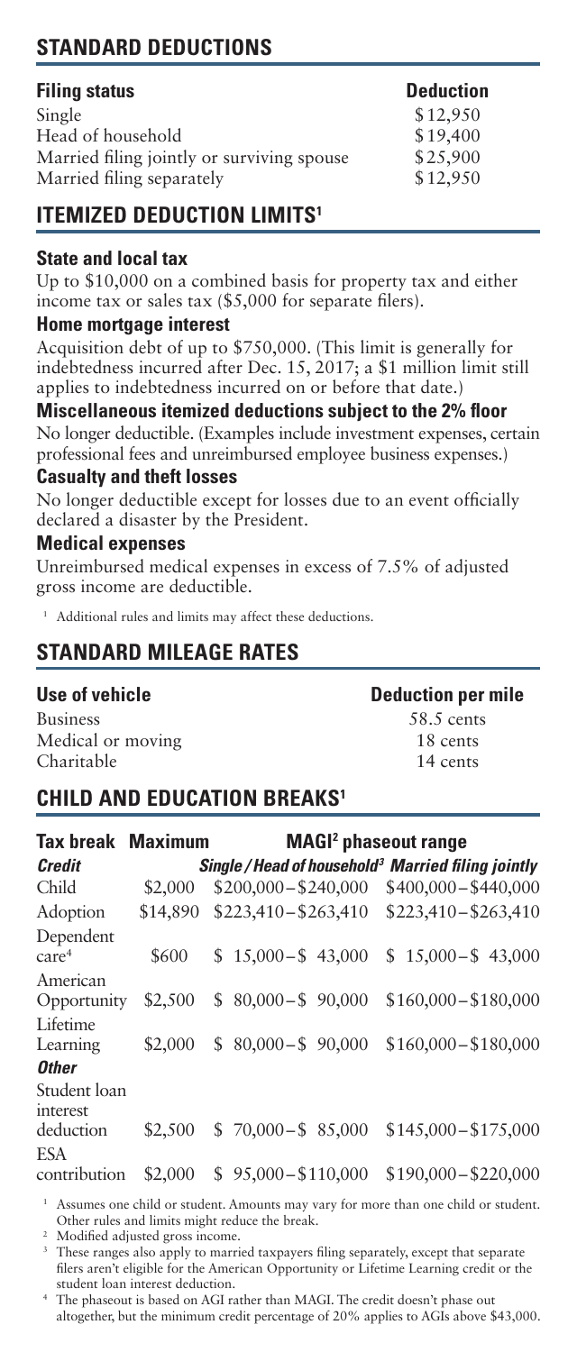## STANDARD DEDUCTIONS

| Filing status | Deduction |
|---|---|
| Single | $12,950 |
| Head of household | $19,400 |
| Married filing jointly or surviving spouse | $25,900 |
| Married filing separately | $12,950 |

## ITEMIZED DEDUCTION LIMITS[1]

### State and local tax

Up to $10,000 on a combined basis for property tax and either income tax or sales tax ($5,000 for separate filers).

### Home mortgage interest

Acquisition debt of up to $750,000. (This limit is generally for indebtedness incurred after Dec. 15, 2017; a $1 million limit still applies to indebtedness incurred on or before that date.)

### Miscellaneous itemized deductions subject to the 2% floor

No longer deductible. (Examples include investment expenses, certain professional fees and unreimbursed employee business expenses.)

### Casualty and theft losses

No longer deductible except for losses due to an event officially declared a disaster by the President.

### Medical expenses

Unreimbursed medical expenses in excess of 7.5% of adjusted gross income are deductible.

[1] Additional rules and limits may affect these deductions.

## STANDARD MILEAGE RATES

| Use of vehicle | Deduction per mile |
|---|---|
| Business | 58.5 cents |
| Medical or moving | 18 cents |
| Charitable | 14 cents |

## CHILD AND EDUCATION BREAKS[1]

| Tax break | Maximum | MAGI[2] phaseout range | |
|---|---|---|---|
| ***Credit*** | | *Single / Head of household[3]* | *Married filing jointly* |
| Child | $2,000 | $200,000–$240,000 | $400,000–$440,000 |
| Adoption | $14,890 | $223,410–$263,410 | $223,410–$263,410 |
| Dependent care[4] | $600 | $ 15,000–$ 43,000 | $ 15,000–$ 43,000 |
| American Opportunity | $2,500 | $ 80,000–$ 90,000 | $160,000–$180,000 |
| Lifetime Learning | $2,000 | $ 80,000–$ 90,000 | $160,000–$180,000 |
| ***Other*** | | | |
| Student loan interest deduction | $2,500 | $ 70,000–$ 85,000 | $145,000–$175,000 |
| ESA contribution | $2,000 | $ 95,000–$110,000 | $190,000–$220,000 |

[1] Assumes one child or student. Amounts may vary for more than one child or student. Other rules and limits might reduce the break.

[2] Modified adjusted gross income.

[3] These ranges also apply to married taxpayers filing separately, except that separate filers aren't eligible for the American Opportunity or Lifetime Learning credit or the student loan interest deduction.

[4] The phaseout is based on AGI rather than MAGI. The credit doesn't phase out altogether, but the minimum credit percentage of 20% applies to AGIs above $43,000.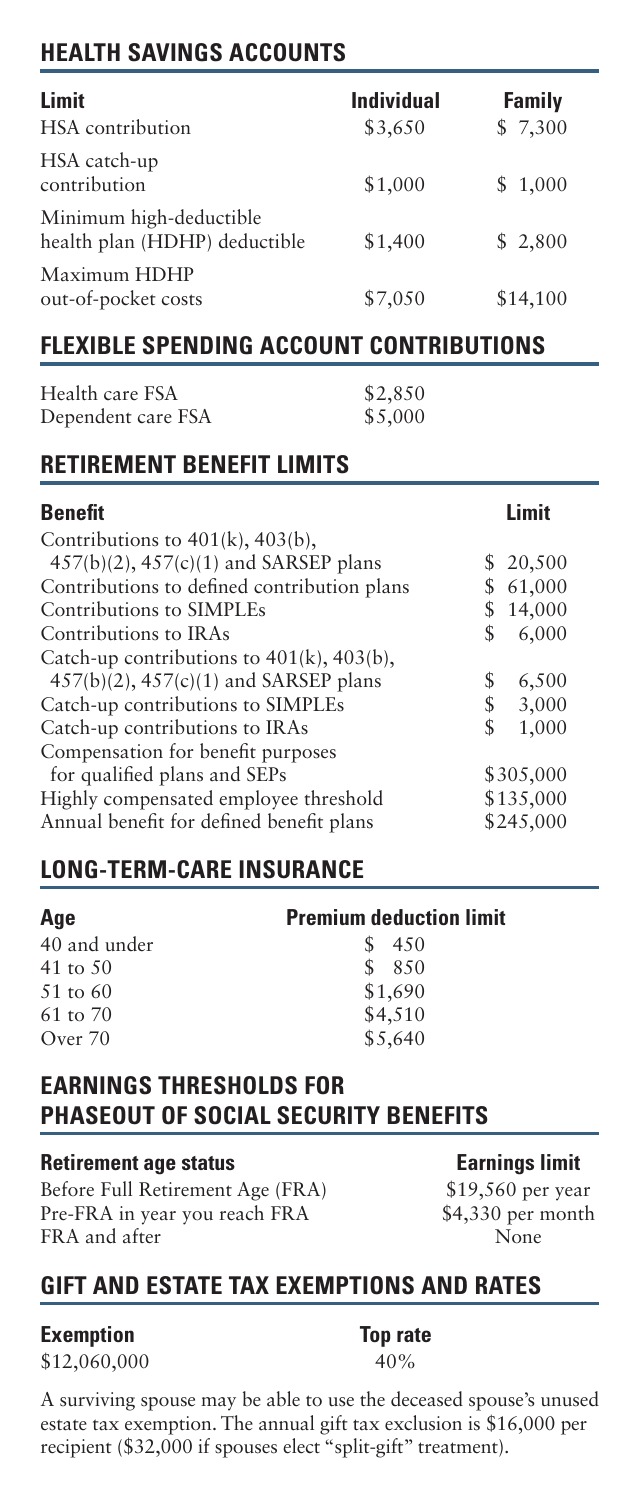## HEALTH SAVINGS ACCOUNTS

| Limit | Individual | Family |
|---|---|---|
| HSA contribution | \$3,650 | \$ 7,300 |
| HSA catch-up contribution | \$1,000 | \$ 1,000 |
| Minimum high-deductible health plan (HDHP) deductible | \$1,400 | \$ 2,800 |
| Maximum HDHP out-of-pocket costs | \$7,050 | \$14,100 |

## FLEXIBLE SPENDING ACCOUNT CONTRIBUTIONS

| | |
|---|---|
| Health care FSA | \$2,850 |
| Dependent care FSA | \$5,000 |

## RETIREMENT BENEFIT LIMITS

| Benefit | Limit |
|---|---|
| Contributions to 401(k), 403(b), 457(b)(2), 457(c)(1) and SARSEP plans | \$ 20,500 |
| Contributions to defined contribution plans | \$ 61,000 |
| Contributions to SIMPLEs | \$ 14,000 |
| Contributions to IRAs | \$ 6,000 |
| Catch-up contributions to 401(k), 403(b), 457(b)(2), 457(c)(1) and SARSEP plans | \$ 6,500 |
| Catch-up contributions to SIMPLEs | \$ 3,000 |
| Catch-up contributions to IRAs | \$ 1,000 |
| Compensation for benefit purposes for qualified plans and SEPs | \$305,000 |
| Highly compensated employee threshold | \$135,000 |
| Annual benefit for defined benefit plans | \$245,000 |

## LONG-TERM-CARE INSURANCE

| Age | Premium deduction limit |
|---|---|
| 40 and under | \$ 450 |
| 41 to 50 | \$ 850 |
| 51 to 60 | \$1,690 |
| 61 to 70 | \$4,510 |
| Over 70 | \$5,640 |

## EARNINGS THRESHOLDS FOR PHASEOUT OF SOCIAL SECURITY BENEFITS

| Retirement age status | Earnings limit |
|---|---|
| Before Full Retirement Age (FRA) | \$19,560 per year |
| Pre-FRA in year you reach FRA | \$4,330 per month |
| FRA and after | None |

## GIFT AND ESTATE TAX EXEMPTIONS AND RATES

| Exemption | Top rate |
|---|---|
| \$12,060,000 | 40% |

A surviving spouse may be able to use the deceased spouse's unused estate tax exemption. The annual gift tax exclusion is \$16,000 per recipient (\$32,000 if spouses elect "split-gift" treatment).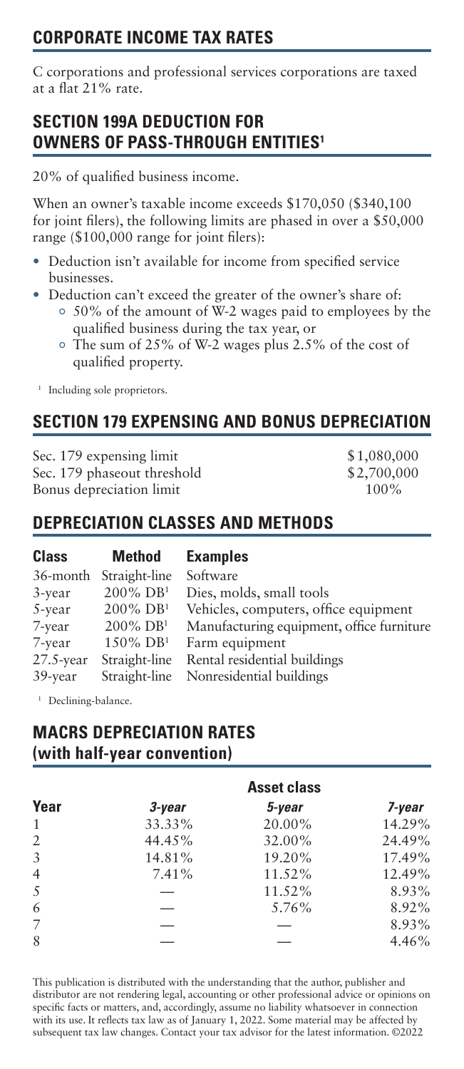## CORPORATE INCOME TAX RATES

C corporations and professional services corporations are taxed at a flat 21% rate.

## SECTION 199A DEDUCTION FOR OWNERS OF PASS-THROUGH ENTITIES[1]

20% of qualified business income.

When an owner's taxable income exceeds $170,050 ($340,100 for joint filers), the following limits are phased in over a $50,000 range ($100,000 range for joint filers):

- Deduction isn't available for income from specified service businesses.
- Deduction can't exceed the greater of the owner's share of:
  - 50% of the amount of W-2 wages paid to employees by the qualified business during the tax year, or
  - The sum of 25% of W-2 wages plus 2.5% of the cost of qualified property.

[1] Including sole proprietors.

## SECTION 179 EXPENSING AND BONUS DEPRECIATION

| | |
|---|---|
| Sec. 179 expensing limit | $1,080,000 |
| Sec. 179 phaseout threshold | $2,700,000 |
| Bonus depreciation limit | 100% |

## DEPRECIATION CLASSES AND METHODS

| Class | Method | Examples |
|---|---|---|
| 36-month | Straight-line | Software |
| 3-year | 200% DB[1] | Dies, molds, small tools |
| 5-year | 200% DB[1] | Vehicles, computers, office equipment |
| 7-year | 200% DB[1] | Manufacturing equipment, office furniture |
| 7-year | 150% DB[1] | Farm equipment |
| 27.5-year | Straight-line | Rental residential buildings |
| 39-year | Straight-line | Nonresidential buildings |

[1] Declining-balance.

## MACRS DEPRECIATION RATES (with half-year convention)

| | Asset class | | |
|---|---|---|---|
| Year | *3-year* | *5-year* | *7-year* |
| 1 | 33.33% | 20.00% | 14.29% |
| 2 | 44.45% | 32.00% | 24.49% |
| 3 | 14.81% | 19.20% | 17.49% |
| 4 | 7.41% | 11.52% | 12.49% |
| 5 | — | 11.52% | 8.93% |
| 6 | — | 5.76% | 8.92% |
| 7 | — | — | 8.93% |
| 8 | — | — | 4.46% |

This publication is distributed with the understanding that the author, publisher and distributor are not rendering legal, accounting or other professional advice or opinions on specific facts or matters, and, accordingly, assume no liability whatsoever in connection with its use. It reflects tax law as of January 1, 2022. Some material may be affected by subsequent tax law changes. Contact your tax advisor for the latest information. ©2022